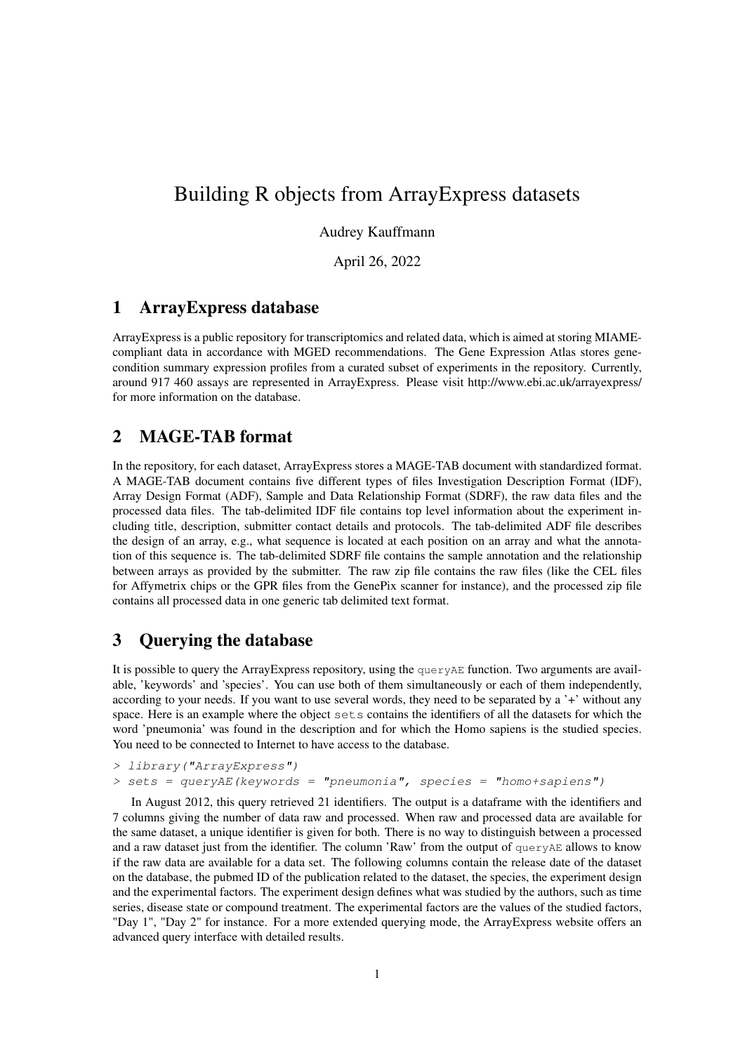# Building R objects from ArrayExpress datasets

Audrey Kauffmann

April 26, 2022

## 1 ArrayExpress database

ArrayExpress is a public repository for transcriptomics and related data, which is aimed at storing MIAME-compliant data in accordance with MGED recommendations. The Gene Expression Atlas stores gene-condition summary expression profiles from a curated subset of experiments in the repository. Currently, around 917 460 assays are represented in ArrayExpress. Please visit http://www.ebi.ac.uk/arrayexpress/ for more information on the database.

## 2 MAGE-TAB format

In the repository, for each dataset, ArrayExpress stores a MAGE-TAB document with standardized format. A MAGE-TAB document contains five different types of files Investigation Description Format (IDF), Array Design Format (ADF), Sample and Data Relationship Format (SDRF), the raw data files and the processed data files. The tab-delimited IDF file contains top level information about the experiment including title, description, submitter contact details and protocols. The tab-delimited ADF file describes the design of an array, e.g., what sequence is located at each position on an array and what the annotation of this sequence is. The tab-delimited SDRF file contains the sample annotation and the relationship between arrays as provided by the submitter. The raw zip file contains the raw files (like the CEL files for Affymetrix chips or the GPR files from the GenePix scanner for instance), and the processed zip file contains all processed data in one generic tab delimited text format.

## 3 Querying the database

It is possible to query the ArrayExpress repository, using the `queryAE` function. Two arguments are available, 'keywords' and 'species'. You can use both of them simultaneously or each of them independently, according to your needs. If you want to use several words, they need to be separated by a '+' without any space. Here is an example where the object `sets` contains the identifiers of all the datasets for which the word 'pneumonia' was found in the description and for which the Homo sapiens is the studied species. You need to be connected to Internet to have access to the database.

```
> library("ArrayExpress")
> sets = queryAE(keywords = "pneumonia", species = "homo+sapiens")
```

In August 2012, this query retrieved 21 identifiers. The output is a dataframe with the identifiers and 7 columns giving the number of data raw and processed. When raw and processed data are available for the same dataset, a unique identifier is given for both. There is no way to distinguish between a processed and a raw dataset just from the identifier. The column 'Raw' from the output of `queryAE` allows to know if the raw data are available for a data set. The following columns contain the release date of the dataset on the database, the pubmed ID of the publication related to the dataset, the species, the experiment design and the experimental factors. The experiment design defines what was studied by the authors, such as time series, disease state or compound treatment. The experimental factors are the values of the studied factors, "Day 1", "Day 2" for instance. For a more extended querying mode, the ArrayExpress website offers an advanced query interface with detailed results.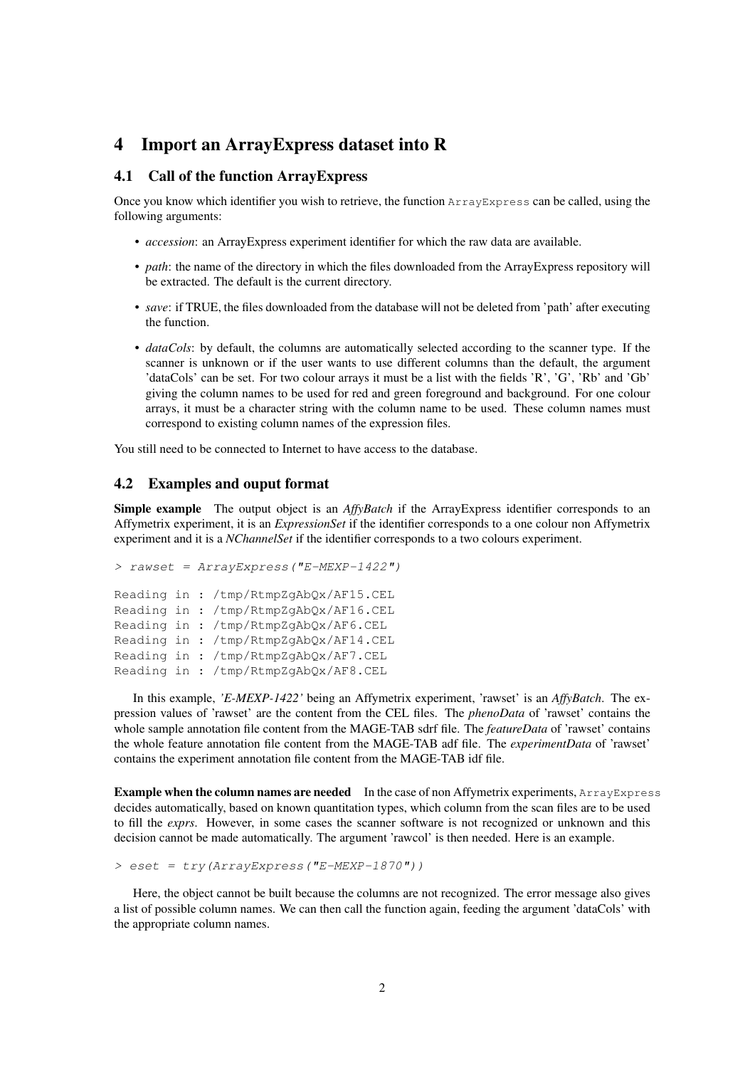# 4 Import an ArrayExpress dataset into R

## 4.1 Call of the function ArrayExpress

Once you know which identifier you wish to retrieve, the function `ArrayExpress` can be called, using the following arguments:

- *accession*: an ArrayExpress experiment identifier for which the raw data are available.
- *path*: the name of the directory in which the files downloaded from the ArrayExpress repository will be extracted. The default is the current directory.
- *save*: if TRUE, the files downloaded from the database will not be deleted from 'path' after executing the function.
- *dataCols*: by default, the columns are automatically selected according to the scanner type. If the scanner is unknown or if the user wants to use different columns than the default, the argument 'dataCols' can be set. For two colour arrays it must be a list with the fields 'R', 'G', 'Rb' and 'Gb' giving the column names to be used for red and green foreground and background. For one colour arrays, it must be a character string with the column name to be used. These column names must correspond to existing column names of the expression files.

You still need to be connected to Internet to have access to the database.

## 4.2 Examples and ouput format

**Simple example** The output object is an *AffyBatch* if the ArrayExpress identifier corresponds to an Affymetrix experiment, it is an *ExpressionSet* if the identifier corresponds to a one colour non Affymetrix experiment and it is a *NChannelSet* if the identifier corresponds to a two colours experiment.

```
> rawset = ArrayExpress("E-MEXP-1422")

Reading in : /tmp/RtmpZgAbQx/AF15.CEL
Reading in : /tmp/RtmpZgAbQx/AF16.CEL
Reading in : /tmp/RtmpZgAbQx/AF6.CEL
Reading in : /tmp/RtmpZgAbQx/AF14.CEL
Reading in : /tmp/RtmpZgAbQx/AF7.CEL
Reading in : /tmp/RtmpZgAbQx/AF8.CEL
```

In this example, *'E-MEXP-1422'* being an Affymetrix experiment, 'rawset' is an *AffyBatch*. The expression values of 'rawset' are the content from the CEL files. The *phenoData* of 'rawset' contains the whole sample annotation file content from the MAGE-TAB sdrf file. The *featureData* of 'rawset' contains the whole feature annotation file content from the MAGE-TAB adf file. The *experimentData* of 'rawset' contains the experiment annotation file content from the MAGE-TAB idf file.

**Example when the column names are needed** In the case of non Affymetrix experiments, `ArrayExpress` decides automatically, based on known quantitation types, which column from the scan files are to be used to fill the *exprs*. However, in some cases the scanner software is not recognized or unknown and this decision cannot be made automatically. The argument 'rawcol' is then needed. Here is an example.

```
> eset = try(ArrayExpress("E-MEXP-1870"))
```

Here, the object cannot be built because the columns are not recognized. The error message also gives a list of possible column names. We can then call the function again, feeding the argument 'dataCols' with the appropriate column names.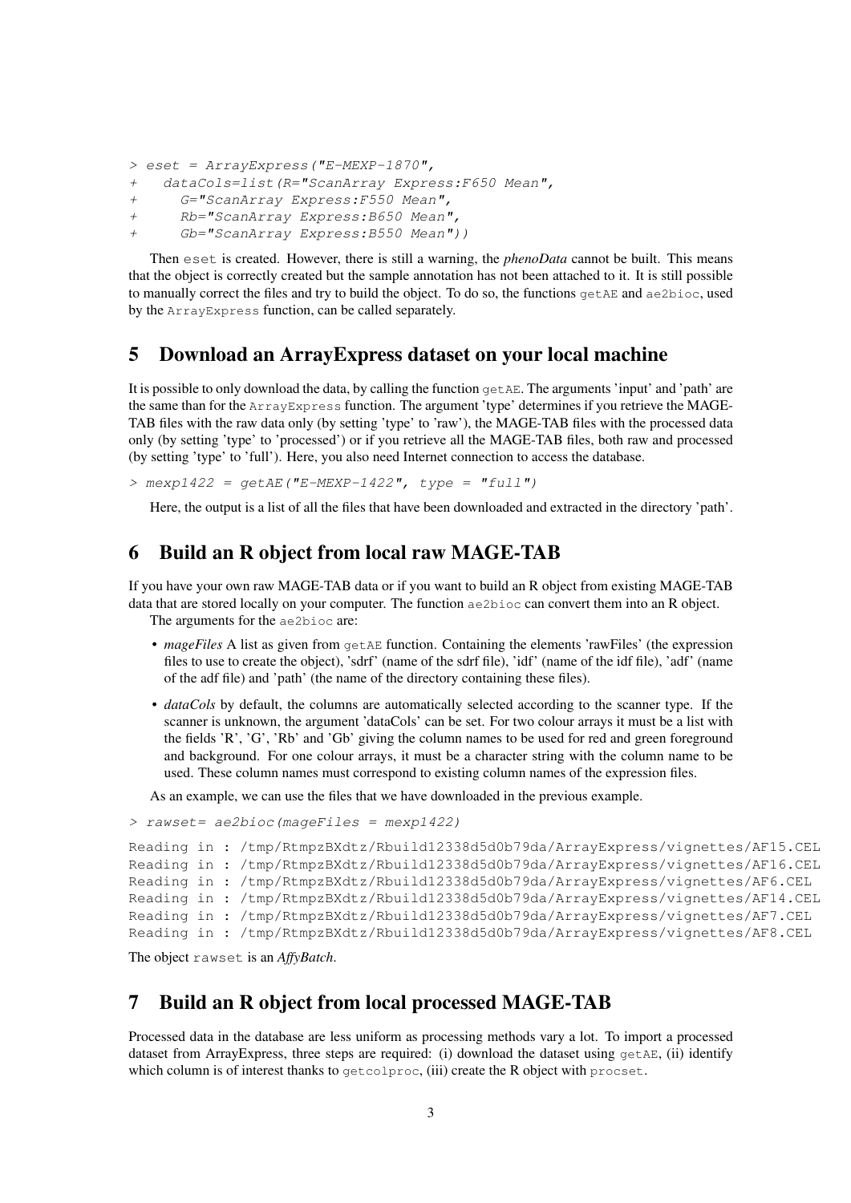```
> eset = ArrayExpress("E-MEXP-1870",
+   dataCols=list(R="ScanArray Express:F650 Mean",
+      G="ScanArray Express:F550 Mean",
+      Rb="ScanArray Express:B650 Mean",
+      Gb="ScanArray Express:B550 Mean"))
```

Then `eset` is created. However, there is still a warning, the *phenoData* cannot be built. This means that the object is correctly created but the sample annotation has not been attached to it. It is still possible to manually correct the files and try to build the object. To do so, the functions `getAE` and `ae2bioc`, used by the `ArrayExpress` function, can be called separately.

## 5 Download an ArrayExpress dataset on your local machine

It is possible to only download the data, by calling the function `getAE`. The arguments 'input' and 'path' are the same than for the `ArrayExpress` function. The argument 'type' determines if you retrieve the MAGE-TAB files with the raw data only (by setting 'type' to 'raw'), the MAGE-TAB files with the processed data only (by setting 'type' to 'processed') or if you retrieve all the MAGE-TAB files, both raw and processed (by setting 'type' to 'full'). Here, you also need Internet connection to access the database.

```
> mexp1422 = getAE("E-MEXP-1422", type = "full")
```

Here, the output is a list of all the files that have been downloaded and extracted in the directory 'path'.

## 6 Build an R object from local raw MAGE-TAB

If you have your own raw MAGE-TAB data or if you want to build an R object from existing MAGE-TAB data that are stored locally on your computer. The function `ae2bioc` can convert them into an R object.

The arguments for the `ae2bioc` are:

- *mageFiles* A list as given from `getAE` function. Containing the elements 'rawFiles' (the expression files to use to create the object), 'sdrf' (name of the sdrf file), 'idf' (name of the idf file), 'adf' (name of the adf file) and 'path' (the name of the directory containing these files).
- *dataCols* by default, the columns are automatically selected according to the scanner type. If the scanner is unknown, the argument 'dataCols' can be set. For two colour arrays it must be a list with the fields 'R', 'G', 'Rb' and 'Gb' giving the column names to be used for red and green foreground and background. For one colour arrays, it must be a character string with the column name to be used. These column names must correspond to existing column names of the expression files.

As an example, we can use the files that we have downloaded in the previous example.

```
> rawset= ae2bioc(mageFiles = mexp1422)
```

```
Reading in : /tmp/RtmpzBXdtz/Rbuild12338d5d0b79da/ArrayExpress/vignettes/AF15.CEL
Reading in : /tmp/RtmpzBXdtz/Rbuild12338d5d0b79da/ArrayExpress/vignettes/AF16.CEL
Reading in : /tmp/RtmpzBXdtz/Rbuild12338d5d0b79da/ArrayExpress/vignettes/AF6.CEL
Reading in : /tmp/RtmpzBXdtz/Rbuild12338d5d0b79da/ArrayExpress/vignettes/AF14.CEL
Reading in : /tmp/RtmpzBXdtz/Rbuild12338d5d0b79da/ArrayExpress/vignettes/AF7.CEL
Reading in : /tmp/RtmpzBXdtz/Rbuild12338d5d0b79da/ArrayExpress/vignettes/AF8.CEL
```

The object `rawset` is an *AffyBatch*.

## 7 Build an R object from local processed MAGE-TAB

Processed data in the database are less uniform as processing methods vary a lot. To import a processed dataset from ArrayExpress, three steps are required: (i) download the dataset using `getAE`, (ii) identify which column is of interest thanks to `getcolproc`, (iii) create the R object with `procset`.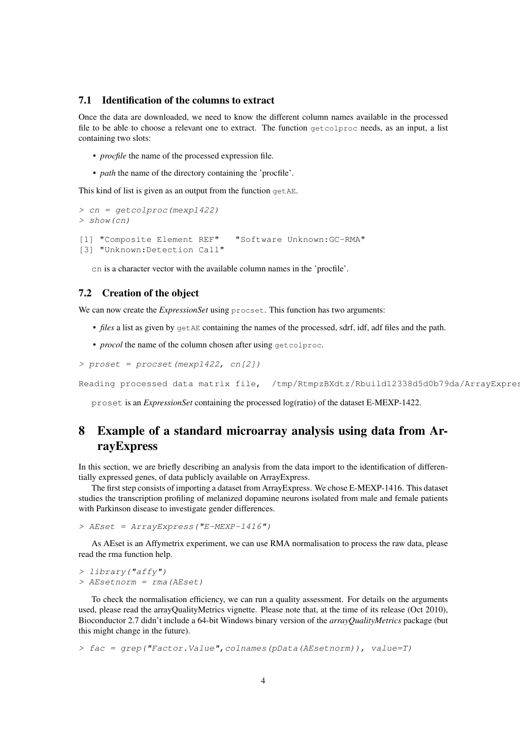### 7.1 Identification of the columns to extract

Once the data are downloaded, we need to know the different column names available in the processed file to be able to choose a relevant one to extract. The function `getcolproc` needs, as an input, a list containing two slots:

- *procfile* the name of the processed expression file.
- *path* the name of the directory containing the 'procfile'.

This kind of list is given as an output from the function `getAE`.

```
> cn = getcolproc(mexp1422)
> show(cn)

[1] "Composite Element REF"   "Software Unknown:GC-RMA"
[3] "Unknown:Detection Call"
```

`cn` is a character vector with the available column names in the 'procfile'.

### 7.2 Creation of the object

We can now create the *ExpressionSet* using `procset`. This function has two arguments:

- *files* a list as given by `getAE` containing the names of the processed, sdrf, idf, adf files and the path.
- *procol* the name of the column chosen after using `getcolproc`.

```
> proset = procset(mexp1422, cn[2])

Reading processed data matrix file,  /tmp/RtmpzBXdtz/Rbuild12338d5d0b79da/ArrayExpres
```

`proset` is an *ExpressionSet* containing the processed log(ratio) of the dataset E-MEXP-1422.

## 8 Example of a standard microarray analysis using data from ArrayExpress

In this section, we are briefly describing an analysis from the data import to the identification of differentially expressed genes, of data publicly available on ArrayExpress.

The first step consists of importing a dataset from ArrayExpress. We chose E-MEXP-1416. This dataset studies the transcription profiling of melanized dopamine neurons isolated from male and female patients with Parkinson disease to investigate gender differences.

```
> AEset = ArrayExpress("E-MEXP-1416")
```

As AEset is an Affymetrix experiment, we can use RMA normalisation to process the raw data, please read the rma function help.

```
> library("affy")
> AEsetnorm = rma(AEset)
```

To check the normalisation efficiency, we can run a quality assessment. For details on the arguments used, please read the arrayQualityMetrics vignette. Please note that, at the time of its release (Oct 2010), Bioconductor 2.7 didn't include a 64-bit Windows binary version of the *arrayQualityMetrics* package (but this might change in the future).

```
> fac = grep("Factor.Value",colnames(pData(AEsetnorm)), value=T)
```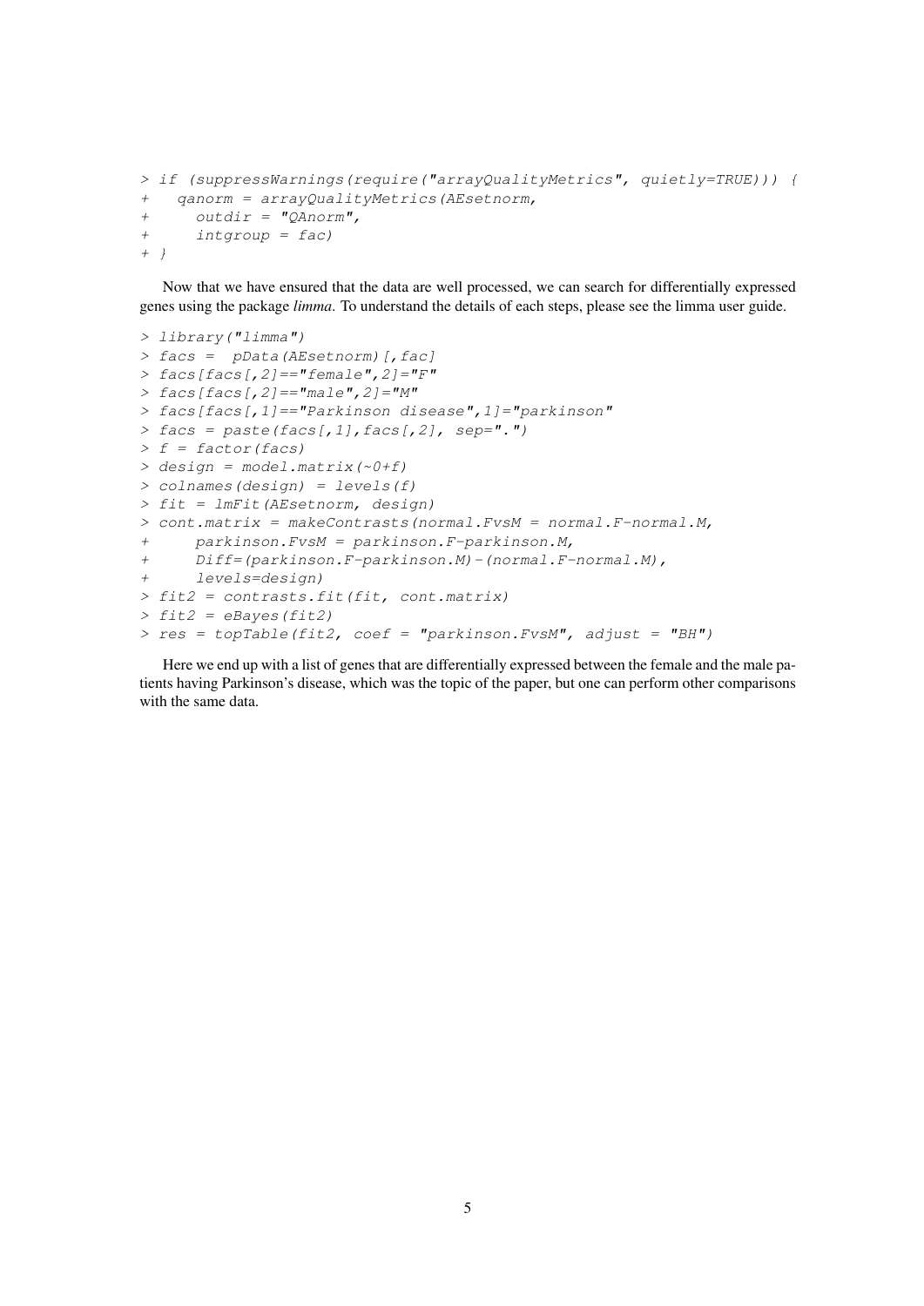```
> if (suppressWarnings(require("arrayQualityMetrics", quietly=TRUE))) {
+   qanorm = arrayQualityMetrics(AEsetnorm,
+     outdir = "QAnorm",
+     intgroup = fac)
+ }
```

Now that we have ensured that the data are well processed, we can search for differentially expressed genes using the package *limma*. To understand the details of each steps, please see the limma user guide.

```
> library("limma")
> facs =  pData(AEsetnorm)[,fac]
> facs[facs[,2]=="female",2]="F"
> facs[facs[,2]=="male",2]="M"
> facs[facs[,1]=="Parkinson disease",1]="parkinson"
> facs = paste(facs[,1],facs[,2], sep=".")
> f = factor(facs)
> design = model.matrix(~0+f)
> colnames(design) = levels(f)
> fit = lmFit(AEsetnorm, design)
> cont.matrix = makeContrasts(normal.FvsM = normal.F-normal.M,
+     parkinson.FvsM = parkinson.F-parkinson.M,
+     Diff=(parkinson.F-parkinson.M)-(normal.F-normal.M),
+     levels=design)
> fit2 = contrasts.fit(fit, cont.matrix)
> fit2 = eBayes(fit2)
> res = topTable(fit2, coef = "parkinson.FvsM", adjust = "BH")
```

Here we end up with a list of genes that are differentially expressed between the female and the male patients having Parkinson's disease, which was the topic of the paper, but one can perform other comparisons with the same data.